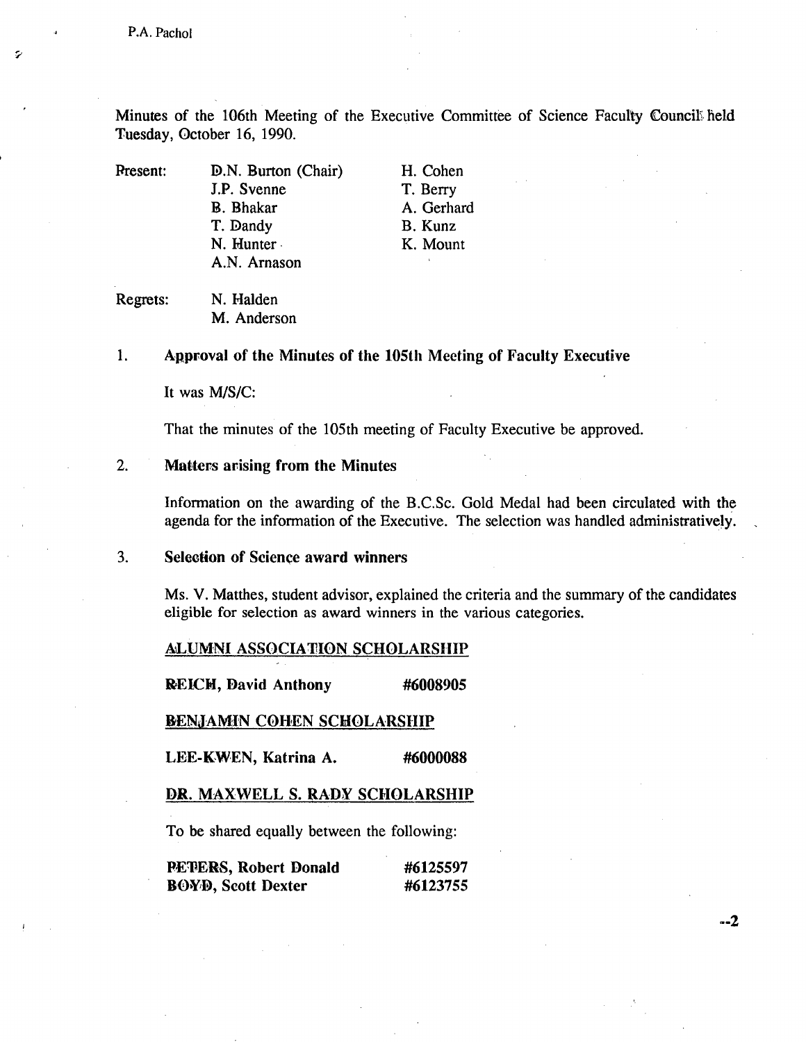P.A. Pachol

Minutes of the 106th Meeting of the Executive Committee of Science Faculty Council held Tuesday, October 16, 1990.

| | | |
|---|---|---|
| Present: | D.N. Burton (Chair) | H. Cohen |
| | J.P. Svenne | T. Berry |
| | B. Bhakar | A. Gerhard |
| | T. Dandy | B. Kunz |
| | N. Hunter | K. Mount |
| | A.N. Arnason | |

Regrets: N. Halden
M. Anderson

1. **Approval of the Minutes of the 105th Meeting of Faculty Executive**

   It was M/S/C:

   That the minutes of the 105th meeting of Faculty Executive be approved.

2. **Matters arising from the Minutes**

   Information on the awarding of the B.C.Sc. Gold Medal had been circulated with the agenda for the information of the Executive. The selection was handled administratively.

3. **Selection of Science award winners**

   Ms. V. Matthes, student advisor, explained the criteria and the summary of the candidates eligible for selection as award winners in the various categories.

   ALUMNI ASSOCIATION SCHOLARSHIP

   **REICH, David Anthony** **#6008905**

   BENJAMIN COHEN SCHOLARSHIP

   **LEE-KWEN, Katrina A.** **#6000088**

   DR. MAXWELL S. RADY SCHOLARSHIP

   To be shared equally between the following:

   **PETERS, Robert Donald** **#6125597**
   **BOYD, Scott Dexter** **#6123755**

--2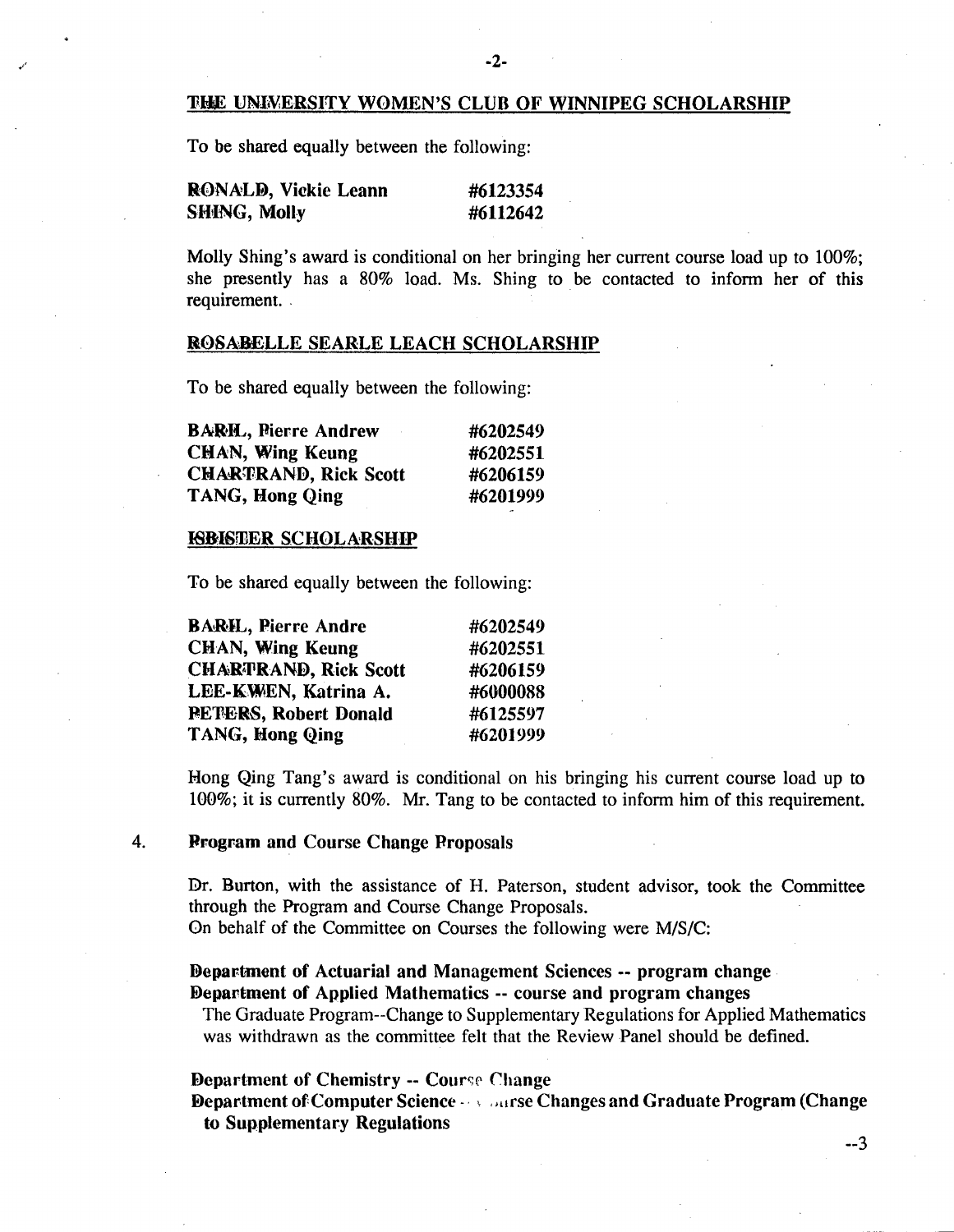### THE UNIVERSITY WOMEN'S CLUB OF WINNIPEG SCHOLARSHIP

To be shared equally between the following:

| | |
|---|---|
| **RONALD, Vickie Leann** | **#6123354** |
| **SHING, Molly** | **#6112642** |

Molly Shing's award is conditional on her bringing her current course load up to 100%; she presently has a 80% load. Ms. Shing to be contacted to inform her of this requirement.

### ROSABELLE SEARLE LEACH SCHOLARSHIP

To be shared equally between the following:

| | |
|---|---|
| **BARIL, Pierre Andrew** | **#6202549** |
| **CHAN, Wing Keung** | **#6202551** |
| **CHARTRAND, Rick Scott** | **#6206159** |
| **TANG, Hong Qing** | **#6201999** |

### ISBISTER SCHOLARSHIP

To be shared equally between the following:

| | |
|---|---|
| **BARIL, Pierre Andre** | **#6202549** |
| **CHAN, Wing Keung** | **#6202551** |
| **CHARTRAND, Rick Scott** | **#6206159** |
| **LEE-KWEN, Katrina A.** | **#6000088** |
| **PETERS, Robert Donald** | **#6125597** |
| **TANG, Hong Qing** | **#6201999** |

Hong Qing Tang's award is conditional on his bringing his current course load up to 100%; it is currently 80%. Mr. Tang to be contacted to inform him of this requirement.

4. **Program and Course Change Proposals**

Dr. Burton, with the assistance of H. Paterson, student advisor, took the Committee through the Program and Course Change Proposals.
On behalf of the Committee on Courses the following were M/S/C:

**Department of Actuarial and Management Sciences -- program change**
**Department of Applied Mathematics -- course and program changes**
The Graduate Program--Change to Supplementary Regulations for Applied Mathematics was withdrawn as the committee felt that the Review Panel should be defined.

**Department of Chemistry -- Course Change**
**Department of Computer Science -- Course Changes and Graduate Program (Change to Supplementary Regulations**

--3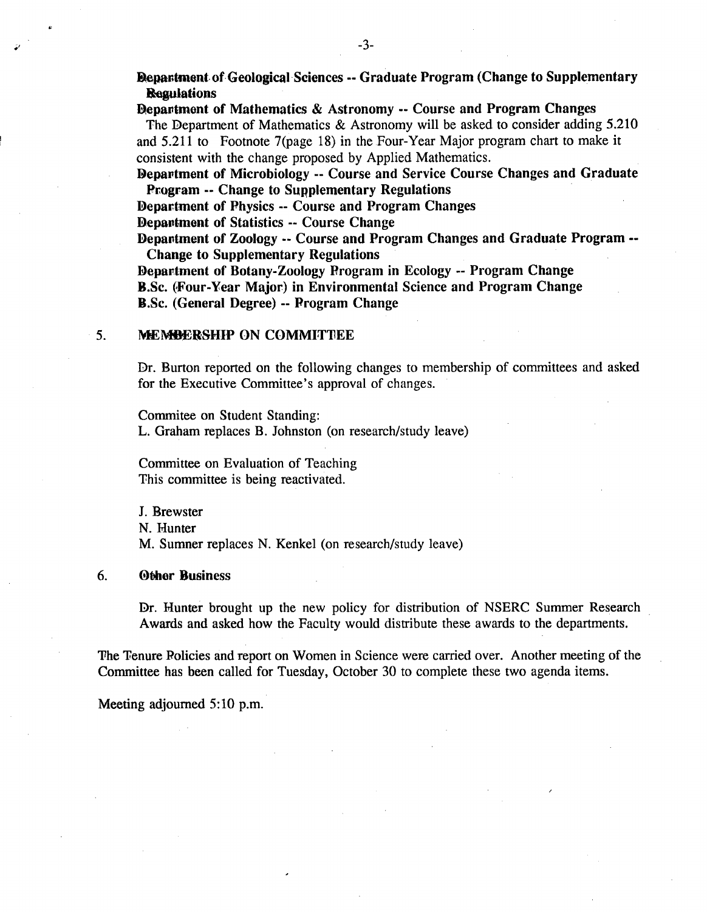**Department of Geological Sciences -- Graduate Program (Change to Supplementary Regulations**

**Department of Mathematics & Astronomy -- Course and Program Changes**

The Department of Mathematics & Astronomy will be asked to consider adding 5.210 and 5.211 to Footnote 7(page 18) in the Four-Year Major program chart to make it consistent with the change proposed by Applied Mathematics.

**Department of Microbiology -- Course and Service Course Changes and Graduate Program -- Change to Supplementary Regulations**

**Department of Physics -- Course and Program Changes**

**Department of Statistics -- Course Change**

**Department of Zoology -- Course and Program Changes and Graduate Program -- Change to Supplementary Regulations**

**Department of Botany-Zoology Program in Ecology -- Program Change**

**B.Sc. (Four-Year Major) in Environmental Science and Program Change**

**B.Sc. (General Degree) -- Program Change**

## 5. MEMBERSHIP ON COMMITTEE

Dr. Burton reported on the following changes to membership of committees and asked for the Executive Committee's approval of changes.

Commitee on Student Standing:
L. Graham replaces B. Johnston (on research/study leave)

Committee on Evaluation of Teaching
This committee is being reactivated.

J. Brewster
N. Hunter
M. Sumner replaces N. Kenkel (on research/study leave)

## 6. Other Business

Dr. Hunter brought up the new policy for distribution of NSERC Summer Research Awards and asked how the Faculty would distribute these awards to the departments.

The Tenure Policies and report on Women in Science were carried over. Another meeting of the Committee has been called for Tuesday, October 30 to complete these two agenda items.

Meeting adjourned 5:10 p.m.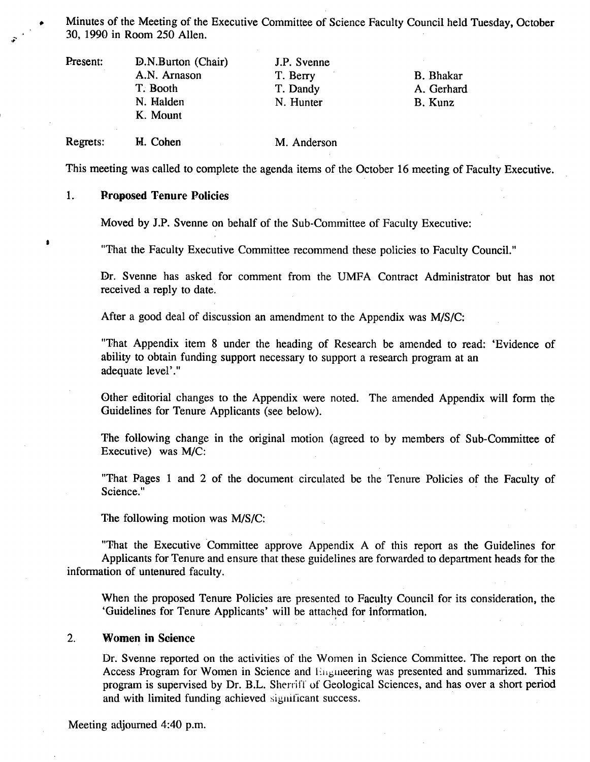Minutes of the Meeting of the Executive Committee of Science Faculty Council held Tuesday, October 30, 1990 in Room 250 Allen.

| | | | |
|---|---|---|---|
| Present: | D.N.Burton (Chair) | J.P. Svenne | |
| | A.N. Arnason | T. Berry | B. Bhakar |
| | T. Booth | T. Dandy | A. Gerhard |
| | N. Halden | N. Hunter | B. Kunz |
| | K. Mount | | |
| Regrets: | H. Cohen | M. Anderson | |

This meeting was called to complete the agenda items of the October 16 meeting of Faculty Executive.

## 1. Proposed Tenure Policies

Moved by J.P. Svenne on behalf of the Sub-Committee of Faculty Executive:

"That the Faculty Executive Committee recommend these policies to Faculty Council."

Dr. Svenne has asked for comment from the UMFA Contract Administrator but has not received a reply to date.

After a good deal of discussion an amendment to the Appendix was M/S/C:

"That Appendix item 8 under the heading of Research be amended to read: 'Evidence of ability to obtain funding support necessary to support a research program at an adequate level'."

Other editorial changes to the Appendix were noted. The amended Appendix will form the Guidelines for Tenure Applicants (see below).

The following change in the original motion (agreed to by members of Sub-Committee of Executive) was M/C:

"That Pages 1 and 2 of the document circulated be the Tenure Policies of the Faculty of Science."

The following motion was M/S/C:

"That the Executive Committee approve Appendix A of this report as the Guidelines for Applicants for Tenure and ensure that these guidelines are forwarded to department heads for the information of untenured faculty.

When the proposed Tenure Policies are presented to Faculty Council for its consideration, the 'Guidelines for Tenure Applicants' will be attached for information.

## 2. Women in Science

Dr. Svenne reported on the activities of the Women in Science Committee. The report on the Access Program for Women in Science and Engineering was presented and summarized. This program is supervised by Dr. B.L. Sherriff of Geological Sciences, and has over a short period and with limited funding achieved significant success.

Meeting adjourned 4:40 p.m.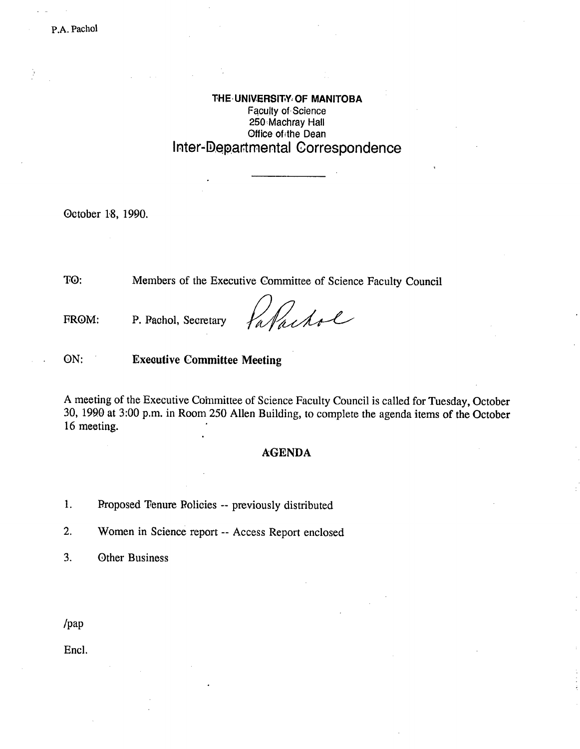P.A. Pachol

**THE UNIVERSITY OF MANITOBA**
Faculty of Science
250 Machray Hall
Office of the Dean

## Inter-Departmental Correspondence

October 18, 1990.

TO: Members of the Executive Committee of Science Faculty Council

FROM: P. Pachol, Secretary

ON: **Executive Committee Meeting**

A meeting of the Executive Committee of Science Faculty Council is called for Tuesday, October 30, 1990 at 3:00 p.m. in Room 250 Allen Building, to complete the agenda items of the October 16 meeting.

**AGENDA**

1. Proposed Tenure Policies -- previously distributed
2. Women in Science report -- Access Report enclosed
3. Other Business

/pap

Encl.